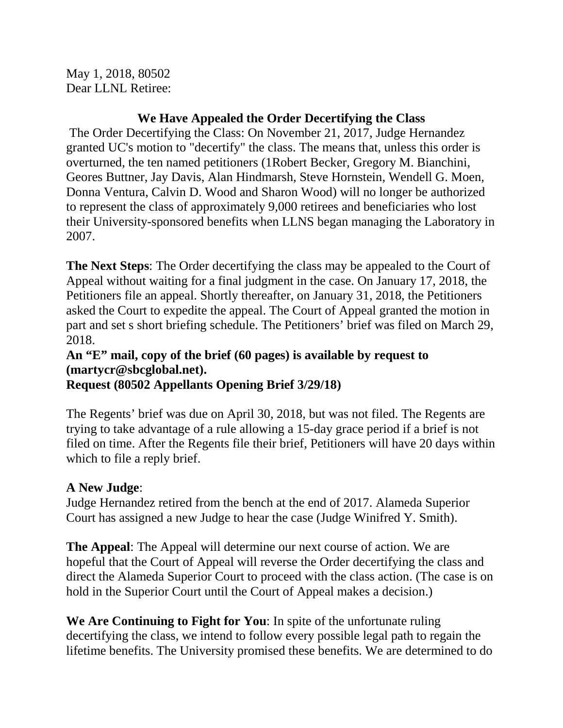May 1, 2018, 80502
Dear LLNL Retiree:

## We Have Appealed the Order Decertifying the Class

The Order Decertifying the Class: On November 21, 2017, Judge Hernandez granted UC's motion to "decertify" the class. The means that, unless this order is overturned, the ten named petitioners (1Robert Becker, Gregory M. Bianchini, Geores Buttner, Jay Davis, Alan Hindmarsh, Steve Hornstein, Wendell G. Moen, Donna Ventura, Calvin D. Wood and Sharon Wood) will no longer be authorized to represent the class of approximately 9,000 retirees and beneficiaries who lost their University-sponsored benefits when LLNS began managing the Laboratory in 2007.

**The Next Steps**: The Order decertifying the class may be appealed to the Court of Appeal without waiting for a final judgment in the case. On January 17, 2018, the Petitioners file an appeal. Shortly thereafter, on January 31, 2018, the Petitioners asked the Court to expedite the appeal. The Court of Appeal granted the motion in part and set s short briefing schedule. The Petitioners' brief was filed on March 29, 2018.

**An "E" mail, copy of the brief (60 pages) is available by request to (martycr@sbcglobal.net).**
**Request (80502 Appellants Opening Brief 3/29/18)**

The Regents' brief was due on April 30, 2018, but was not filed. The Regents are trying to take advantage of a rule allowing a 15-day grace period if a brief is not filed on time. After the Regents file their brief, Petitioners will have 20 days within which to file a reply brief.

**A New Judge**:
Judge Hernandez retired from the bench at the end of 2017. Alameda Superior Court has assigned a new Judge to hear the case (Judge Winifred Y. Smith).

**The Appeal**: The Appeal will determine our next course of action. We are hopeful that the Court of Appeal will reverse the Order decertifying the class and direct the Alameda Superior Court to proceed with the class action. (The case is on hold in the Superior Court until the Court of Appeal makes a decision.)

**We Are Continuing to Fight for You**: In spite of the unfortunate ruling decertifying the class, we intend to follow every possible legal path to regain the lifetime benefits. The University promised these benefits. We are determined to do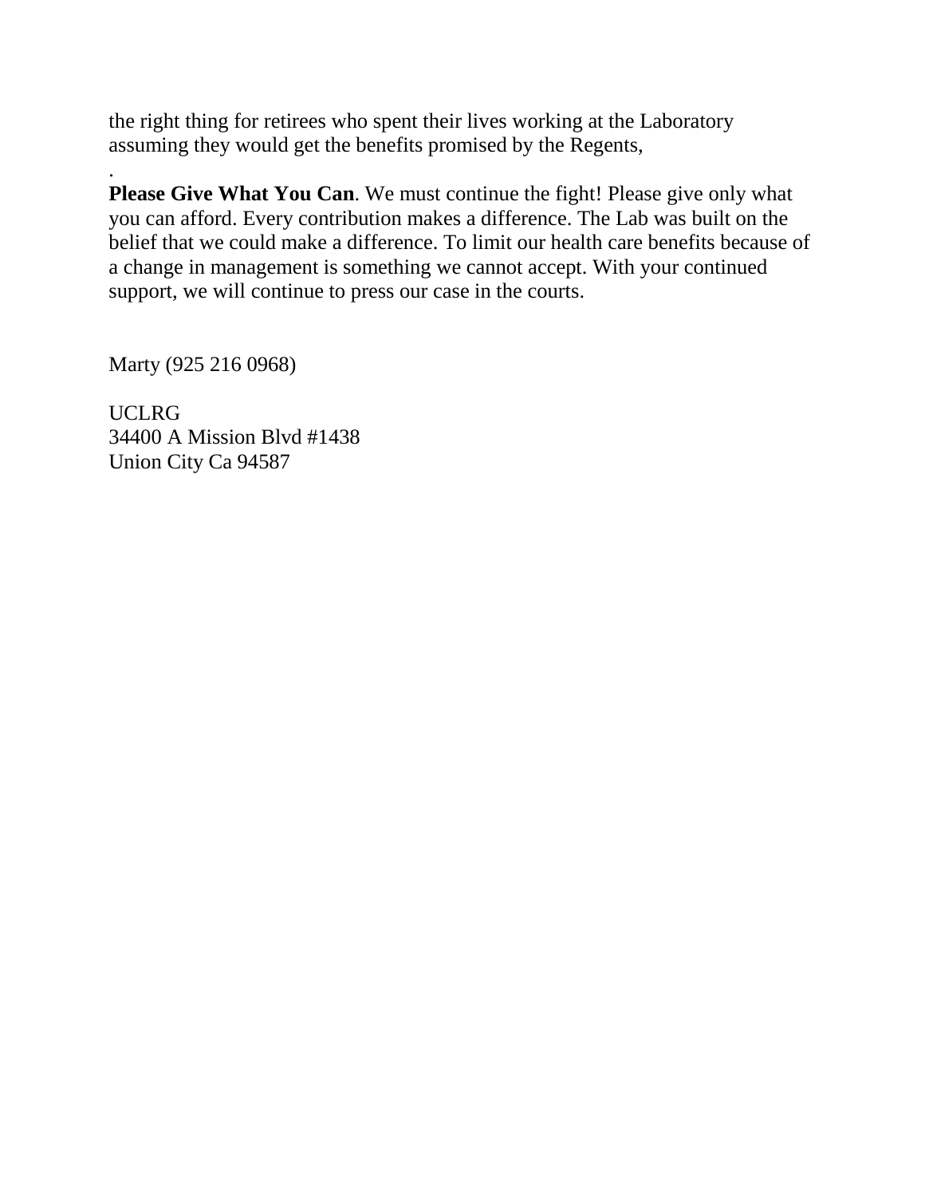the right thing for retirees who spent their lives working at the Laboratory assuming they would get the benefits promised by the Regents,

.

**Please Give What You Can**. We must continue the fight! Please give only what you can afford. Every contribution makes a difference. The Lab was built on the belief that we could make a difference. To limit our health care benefits because of a change in management is something we cannot accept. With your continued support, we will continue to press our case in the courts.

Marty (925 216 0968)

UCLRG
34400 A Mission Blvd #1438
Union City Ca 94587